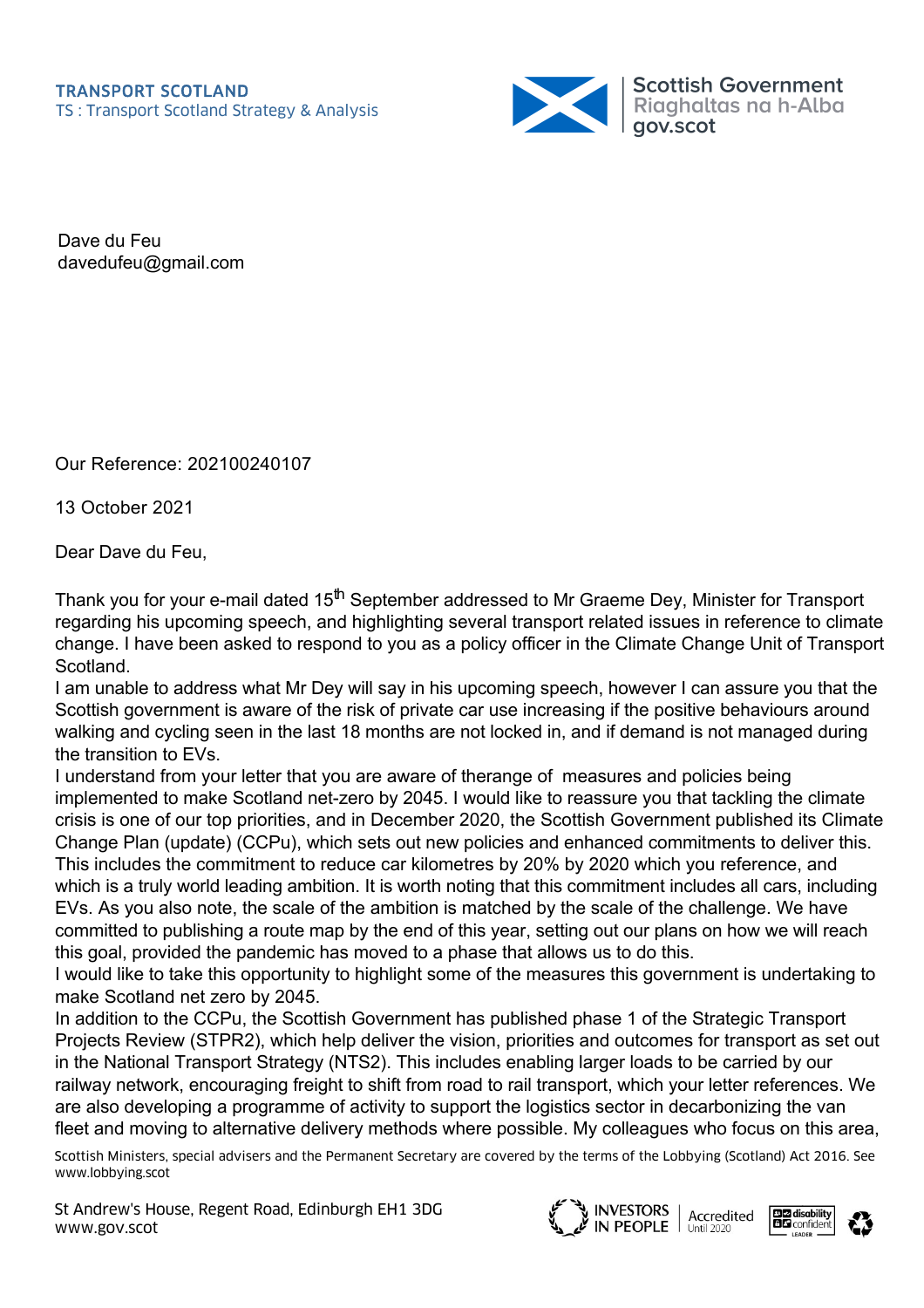TRANSPORT SCOTLAND
TS : Transport Scotland Strategy & Analysis

Scottish Government
Riaghaltas na h-Alba
gov.scot

Dave du Feu
davedufeu@gmail.com

Our Reference: 202100240107

13 October 2021

Dear Dave du Feu,

Thank you for your e-mail dated 15th September addressed to Mr Graeme Dey, Minister for Transport regarding his upcoming speech, and highlighting several transport related issues in reference to climate change. I have been asked to respond to you as a policy officer in the Climate Change Unit of Transport Scotland.

I am unable to address what Mr Dey will say in his upcoming speech, however I can assure you that the Scottish government is aware of the risk of private car use increasing if the positive behaviours around walking and cycling seen in the last 18 months are not locked in, and if demand is not managed during the transition to EVs.

I understand from your letter that you are aware of therange of measures and policies being implemented to make Scotland net-zero by 2045. I would like to reassure you that tackling the climate crisis is one of our top priorities, and in December 2020, the Scottish Government published its Climate Change Plan (update) (CCPu), which sets out new policies and enhanced commitments to deliver this. This includes the commitment to reduce car kilometres by 20% by 2020 which you reference, and which is a truly world leading ambition. It is worth noting that this commitment includes all cars, including EVs. As you also note, the scale of the ambition is matched by the scale of the challenge. We have committed to publishing a route map by the end of this year, setting out our plans on how we will reach this goal, provided the pandemic has moved to a phase that allows us to do this.

I would like to take this opportunity to highlight some of the measures this government is undertaking to make Scotland net zero by 2045.

In addition to the CCPu, the Scottish Government has published phase 1 of the Strategic Transport Projects Review (STPR2), which help deliver the vision, priorities and outcomes for transport as set out in the National Transport Strategy (NTS2). This includes enabling larger loads to be carried by our railway network, encouraging freight to shift from road to rail transport, which your letter references. We are also developing a programme of activity to support the logistics sector in decarbonizing the van fleet and moving to alternative delivery methods where possible. My colleagues who focus on this area,

Scottish Ministers, special advisers and the Permanent Secretary are covered by the terms of the Lobbying (Scotland) Act 2016. See www.lobbying.scot

St Andrew's House, Regent Road, Edinburgh EH1 3DG
www.gov.scot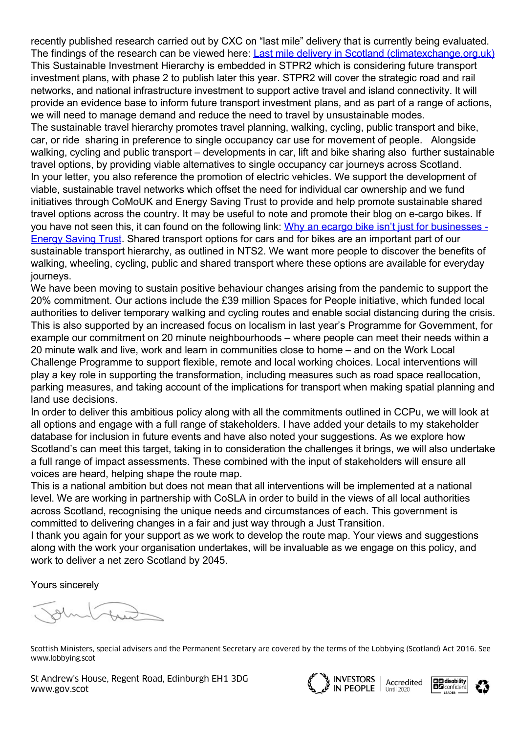recently published research carried out by CXC on “last mile” delivery that is currently being evaluated. The findings of the research can be viewed here: [Last mile delivery in Scotland (climatexchange.org.uk)](#)

This Sustainable Investment Hierarchy is embedded in STPR2 which is considering future transport investment plans, with phase 2 to publish later this year. STPR2 will cover the strategic road and rail networks, and national infrastructure investment to support active travel and island connectivity. It will provide an evidence base to inform future transport investment plans, and as part of a range of actions, we will need to manage demand and reduce the need to travel by unsustainable modes.

The sustainable travel hierarchy promotes travel planning, walking, cycling, public transport and bike, car, or ride sharing in preference to single occupancy car use for movement of people. Alongside walking, cycling and public transport – developments in car, lift and bike sharing also further sustainable travel options, by providing viable alternatives to single occupancy car journeys across Scotland.

In your letter, you also reference the promotion of electric vehicles. We support the development of viable, sustainable travel networks which offset the need for individual car ownership and we fund initiatives through CoMoUK and Energy Saving Trust to provide and help promote sustainable shared travel options across the country. It may be useful to note and promote their blog on e-cargo bikes. If you have not seen this, it can found on the following link: [Why an ecargo bike isn’t just for businesses - Energy Saving Trust](#). Shared transport options for cars and for bikes are an important part of our sustainable transport hierarchy, as outlined in NTS2. We want more people to discover the benefits of walking, wheeling, cycling, public and shared transport where these options are available for everyday journeys.

We have been moving to sustain positive behaviour changes arising from the pandemic to support the 20% commitment. Our actions include the £39 million Spaces for People initiative, which funded local authorities to deliver temporary walking and cycling routes and enable social distancing during the crisis. This is also supported by an increased focus on localism in last year’s Programme for Government, for example our commitment on 20 minute neighbourhoods – where people can meet their needs within a 20 minute walk and live, work and learn in communities close to home – and on the Work Local Challenge Programme to support flexible, remote and local working choices. Local interventions will play a key role in supporting the transformation, including measures such as road space reallocation, parking measures, and taking account of the implications for transport when making spatial planning and land use decisions.

In order to deliver this ambitious policy along with all the commitments outlined in CCPu, we will look at all options and engage with a full range of stakeholders. I have added your details to my stakeholder database for inclusion in future events and have also noted your suggestions. As we explore how Scotland’s can meet this target, taking in to consideration the challenges it brings, we will also undertake a full range of impact assessments. These combined with the input of stakeholders will ensure all voices are heard, helping shape the route map.

This is a national ambition but does not mean that all interventions will be implemented at a national level. We are working in partnership with CoSLA in order to build in the views of all local authorities across Scotland, recognising the unique needs and circumstances of each. This government is committed to delivering changes in a fair and just way through a Just Transition.

I thank you again for your support as we work to develop the route map. Your views and suggestions along with the work your organisation undertakes, will be invaluable as we engage on this policy, and work to deliver a net zero Scotland by 2045.

Yours sincerely

Scottish Ministers, special advisers and the Permanent Secretary are covered by the terms of the Lobbying (Scotland) Act 2016. See www.lobbying.scot

St Andrew's House, Regent Road, Edinburgh EH1 3DG
www.gov.scot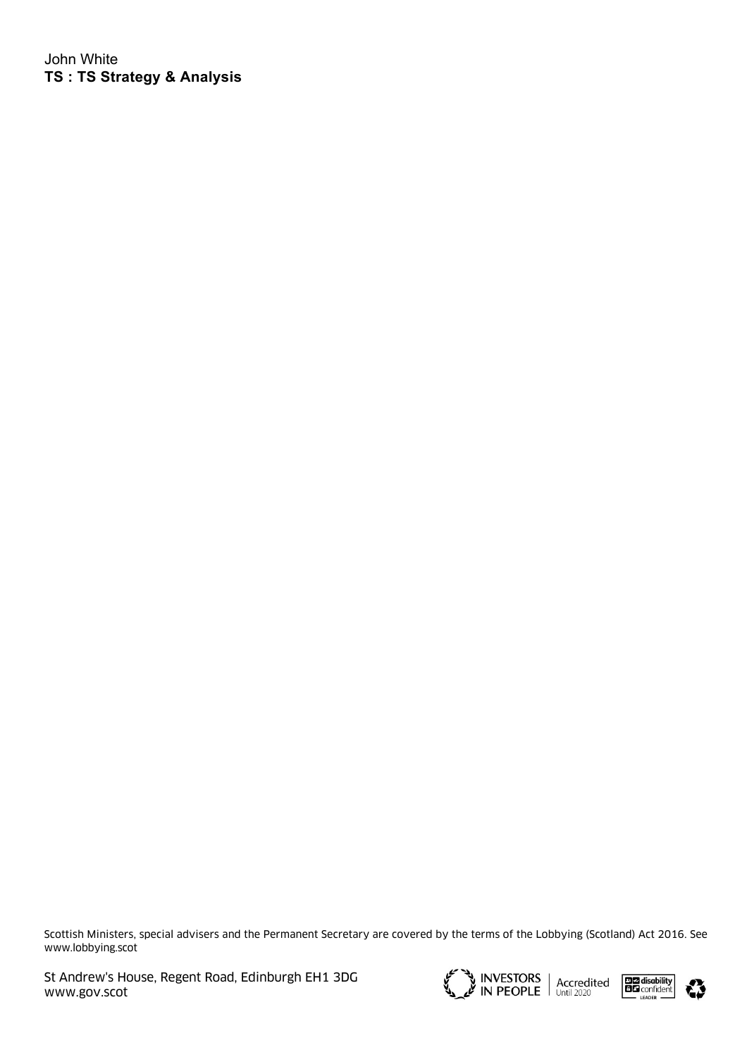John White
**TS : TS Strategy & Analysis**